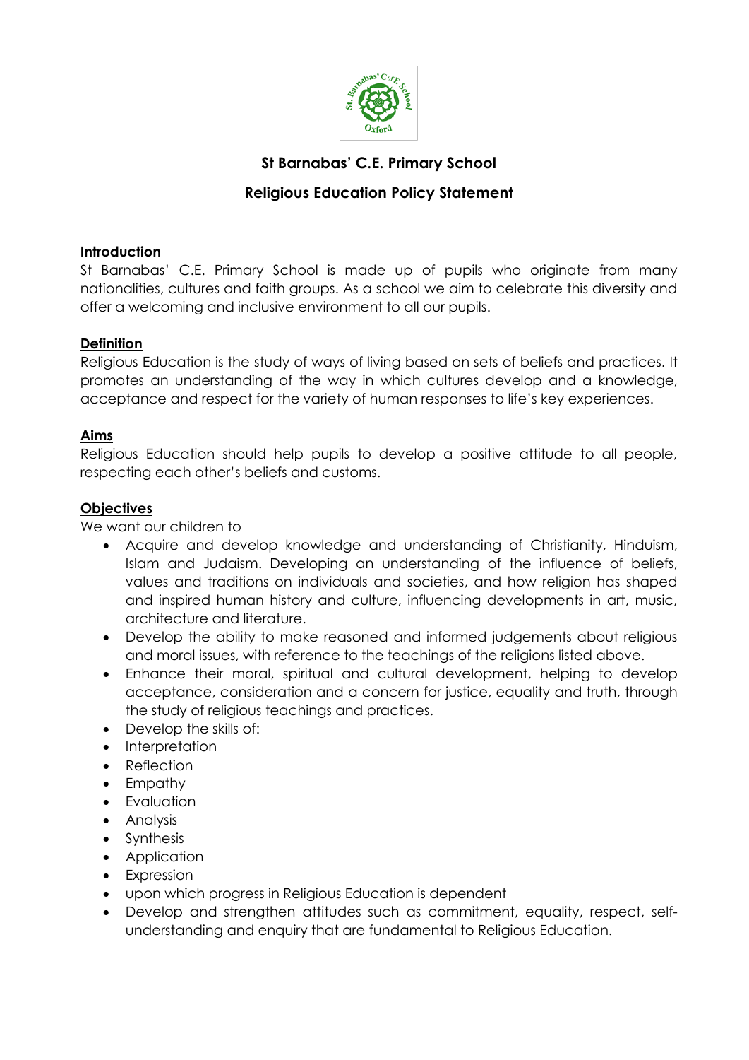# St Barnabas' C.E. Primary School

## Religious Education Policy Statement

**Introduction**

St Barnabas' C.E. Primary School is made up of pupils who originate from many nationalities, cultures and faith groups. As a school we aim to celebrate this diversity and offer a welcoming and inclusive environment to all our pupils.

**Definition**

Religious Education is the study of ways of living based on sets of beliefs and practices. It promotes an understanding of the way in which cultures develop and a knowledge, acceptance and respect for the variety of human responses to life's key experiences.

**Aims**

Religious Education should help pupils to develop a positive attitude to all people, respecting each other's beliefs and customs.

**Objectives**

We want our children to

- Acquire and develop knowledge and understanding of Christianity, Hinduism, Islam and Judaism. Developing an understanding of the influence of beliefs, values and traditions on individuals and societies, and how religion has shaped and inspired human history and culture, influencing developments in art, music, architecture and literature.
- Develop the ability to make reasoned and informed judgements about religious and moral issues, with reference to the teachings of the religions listed above.
- Enhance their moral, spiritual and cultural development, helping to develop acceptance, consideration and a concern for justice, equality and truth, through the study of religious teachings and practices.
- Develop the skills of:
- Interpretation
- Reflection
- Empathy
- Evaluation
- Analysis
- Synthesis
- Application
- Expression
- upon which progress in Religious Education is dependent
- Develop and strengthen attitudes such as commitment, equality, respect, self-understanding and enquiry that are fundamental to Religious Education.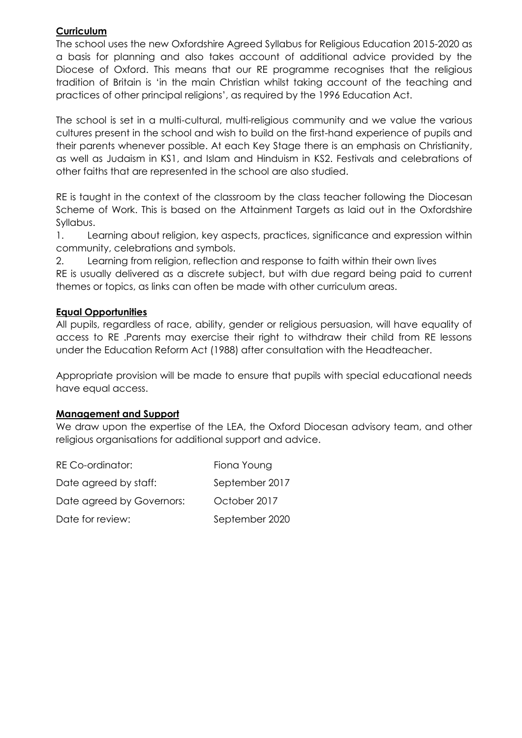## Curriculum

The school uses the new Oxfordshire Agreed Syllabus for Religious Education 2015-2020 as a basis for planning and also takes account of additional advice provided by the Diocese of Oxford. This means that our RE programme recognises that the religious tradition of Britain is 'in the main Christian whilst taking account of the teaching and practices of other principal religions', as required by the 1996 Education Act.

The school is set in a multi-cultural, multi-religious community and we value the various cultures present in the school and wish to build on the first-hand experience of pupils and their parents whenever possible. At each Key Stage there is an emphasis on Christianity, as well as Judaism in KS1, and Islam and Hinduism in KS2. Festivals and celebrations of other faiths that are represented in the school are also studied.

RE is taught in the context of the classroom by the class teacher following the Diocesan Scheme of Work. This is based on the Attainment Targets as laid out in the Oxfordshire Syllabus.

1. Learning about religion, key aspects, practices, significance and expression within community, celebrations and symbols.
2. Learning from religion, reflection and response to faith within their own lives

RE is usually delivered as a discrete subject, but with due regard being paid to current themes or topics, as links can often be made with other curriculum areas.

## Equal Opportunities

All pupils, regardless of race, ability, gender or religious persuasion, will have equality of access to RE .Parents may exercise their right to withdraw their child from RE lessons under the Education Reform Act (1988) after consultation with the Headteacher.

Appropriate provision will be made to ensure that pupils with special educational needs have equal access.

## Management and Support

We draw upon the expertise of the LEA, the Oxford Diocesan advisory team, and other religious organisations for additional support and advice.

| | |
|---|---|
| RE Co-ordinator: | Fiona Young |
| Date agreed by staff: | September 2017 |
| Date agreed by Governors: | October 2017 |
| Date for review: | September 2020 |